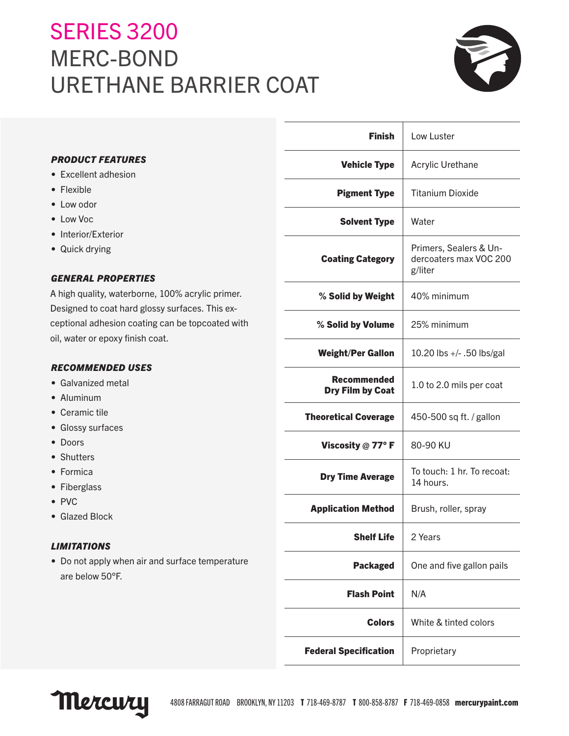# SERIES 3200
# MERC-BOND
# URETHANE BARRIER COAT

***PRODUCT FEATURES***

- Excellent adhesion
- Flexible
- Low odor
- Low Voc
- Interior/Exterior
- Quick drying

***GENERAL PROPERTIES***

A high quality, waterborne, 100% acrylic primer. Designed to coat hard glossy surfaces. This exceptional adhesion coating can be topcoated with oil, water or epoxy finish coat.

***RECOMMENDED USES***

- Galvanized metal
- Aluminum
- Ceramic tile
- Glossy surfaces
- Doors
- Shutters
- Formica
- Fiberglass
- PVC
- Glazed Block

***LIMITATIONS***

- Do not apply when air and surface temperature are below 50°F.

| | |
|---|---|
| **Finish** | Low Luster |
| **Vehicle Type** | Acrylic Urethane |
| **Pigment Type** | Titanium Dioxide |
| **Solvent Type** | Water |
| **Coating Category** | Primers, Sealers & Undercoaters max VOC 200 g/liter |
| **% Solid by Weight** | 40% minimum |
| **% Solid by Volume** | 25% minimum |
| **Weight/Per Gallon** | 10.20 lbs +/- .50 lbs/gal |
| **Recommended Dry Film by Coat** | 1.0 to 2.0 mils per coat |
| **Theoretical Coverage** | 450-500 sq ft. / gallon |
| **Viscosity @ 77° F** | 80-90 KU |
| **Dry Time Average** | To touch: 1 hr. To recoat: 14 hours. |
| **Application Method** | Brush, roller, spray |
| **Shelf Life** | 2 Years |
| **Packaged** | One and five gallon pails |
| **Flash Point** | N/A |
| **Colors** | White & tinted colors |
| **Federal Specification** | Proprietary |

Mercury 4808 FARRAGUT ROAD BROOKLYN, NY 11203 **T** 718-469-8787 **T** 800-858-8787 **F** 718-469-0858 **mercurypaint.com**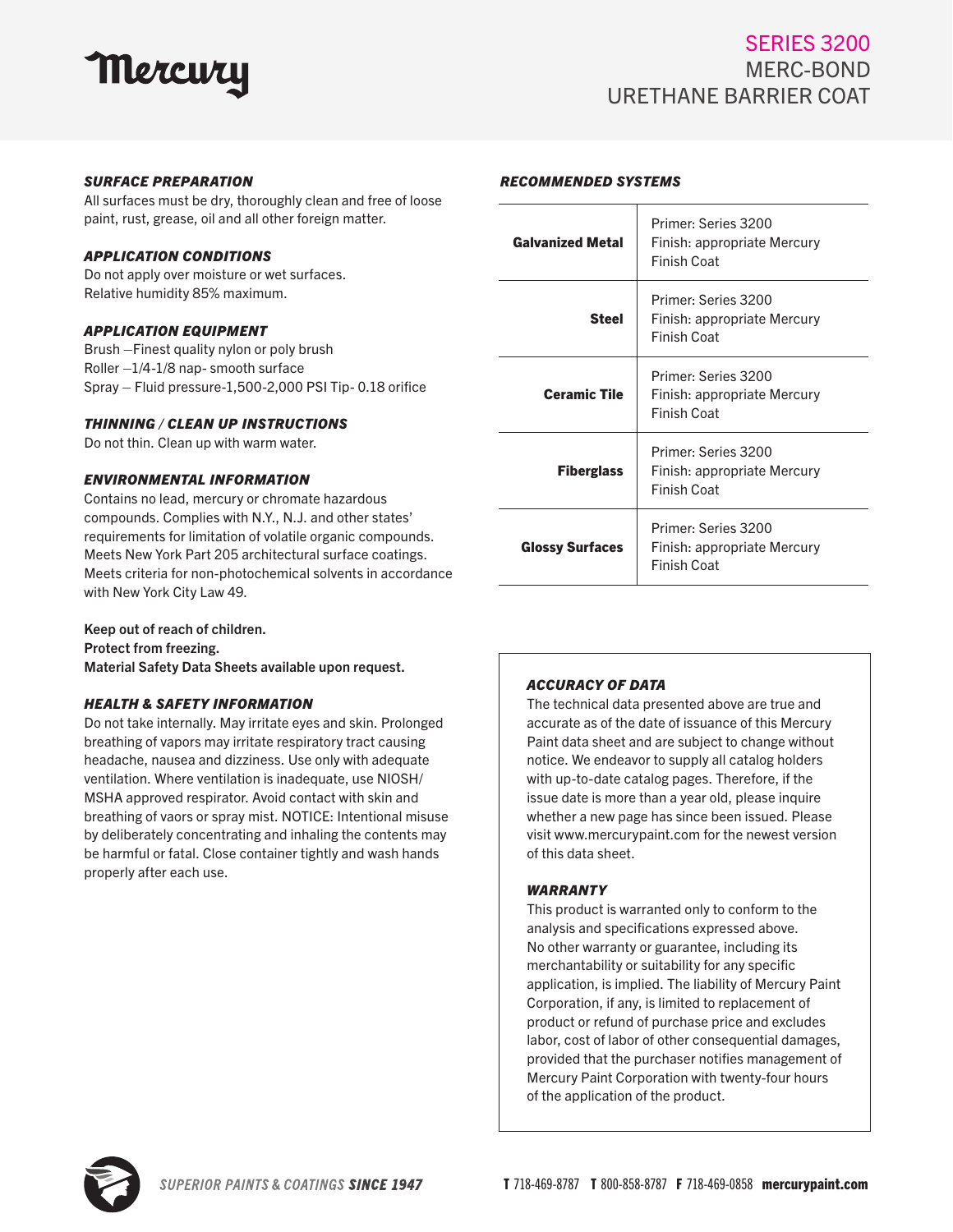# SERIES 3200
## MERC-BOND
## URETHANE BARRIER COAT

### *SURFACE PREPARATION*
All surfaces must be dry, thoroughly clean and free of loose paint, rust, grease, oil and all other foreign matter.

### *APPLICATION CONDITIONS*
Do not apply over moisture or wet surfaces.
Relative humidity 85% maximum.

### *APPLICATION EQUIPMENT*
Brush –Finest quality nylon or poly brush
Roller –1/4-1/8 nap- smooth surface
Spray – Fluid pressure-1,500-2,000 PSI Tip- 0.18 orifice

### *THINNING / CLEAN UP INSTRUCTIONS*
Do not thin. Clean up with warm water.

### *ENVIRONMENTAL INFORMATION*
Contains no lead, mercury or chromate hazardous compounds. Complies with N.Y., N.J. and other states' requirements for limitation of volatile organic compounds. Meets New York Part 205 architectural surface coatings. Meets criteria for non-photochemical solvents in accordance with New York City Law 49.

**Keep out of reach of children.**
**Protect from freezing.**
**Material Safety Data Sheets available upon request.**

### *HEALTH & SAFETY INFORMATION*
Do not take internally. May irritate eyes and skin. Prolonged breathing of vapors may irritate respiratory tract causing headache, nausea and dizziness. Use only with adequate ventilation. Where ventilation is inadequate, use NIOSH/MSHA approved respirator. Avoid contact with skin and breathing of vaors or spray mist. NOTICE: Intentional misuse by deliberately concentrating and inhaling the contents may be harmful or fatal. Close container tightly and wash hands properly after each use.

### *RECOMMENDED SYSTEMS*

| | |
|---|---|
| **Galvanized Metal** | Primer: Series 3200<br>Finish: appropriate Mercury Finish Coat |
| **Steel** | Primer: Series 3200<br>Finish: appropriate Mercury Finish Coat |
| **Ceramic Tile** | Primer: Series 3200<br>Finish: appropriate Mercury Finish Coat |
| **Fiberglass** | Primer: Series 3200<br>Finish: appropriate Mercury Finish Coat |
| **Glossy Surfaces** | Primer: Series 3200<br>Finish: appropriate Mercury Finish Coat |

### *ACCURACY OF DATA*
The technical data presented above are true and accurate as of the date of issuance of this Mercury Paint data sheet and are subject to change without notice. We endeavor to supply all catalog holders with up-to-date catalog pages. Therefore, if the issue date is more than a year old, please inquire whether a new page has since been issued. Please visit www.mercurypaint.com for the newest version of this data sheet.

### *WARRANTY*
This product is warranted only to conform to the analysis and specifications expressed above. No other warranty or guarantee, including its merchantability or suitability for any specific application, is implied. The liability of Mercury Paint Corporation, if any, is limited to replacement of product or refund of purchase price and excludes labor, cost of labor of other consequential damages, provided that the purchaser notifies management of Mercury Paint Corporation with twenty-four hours of the application of the product.

*SUPERIOR PAINTS & COATINGS* ***SINCE 1947***

**T** 718-469-8787 **T** 800-858-8787 **F** 718-469-0858 **mercurypaint.com**